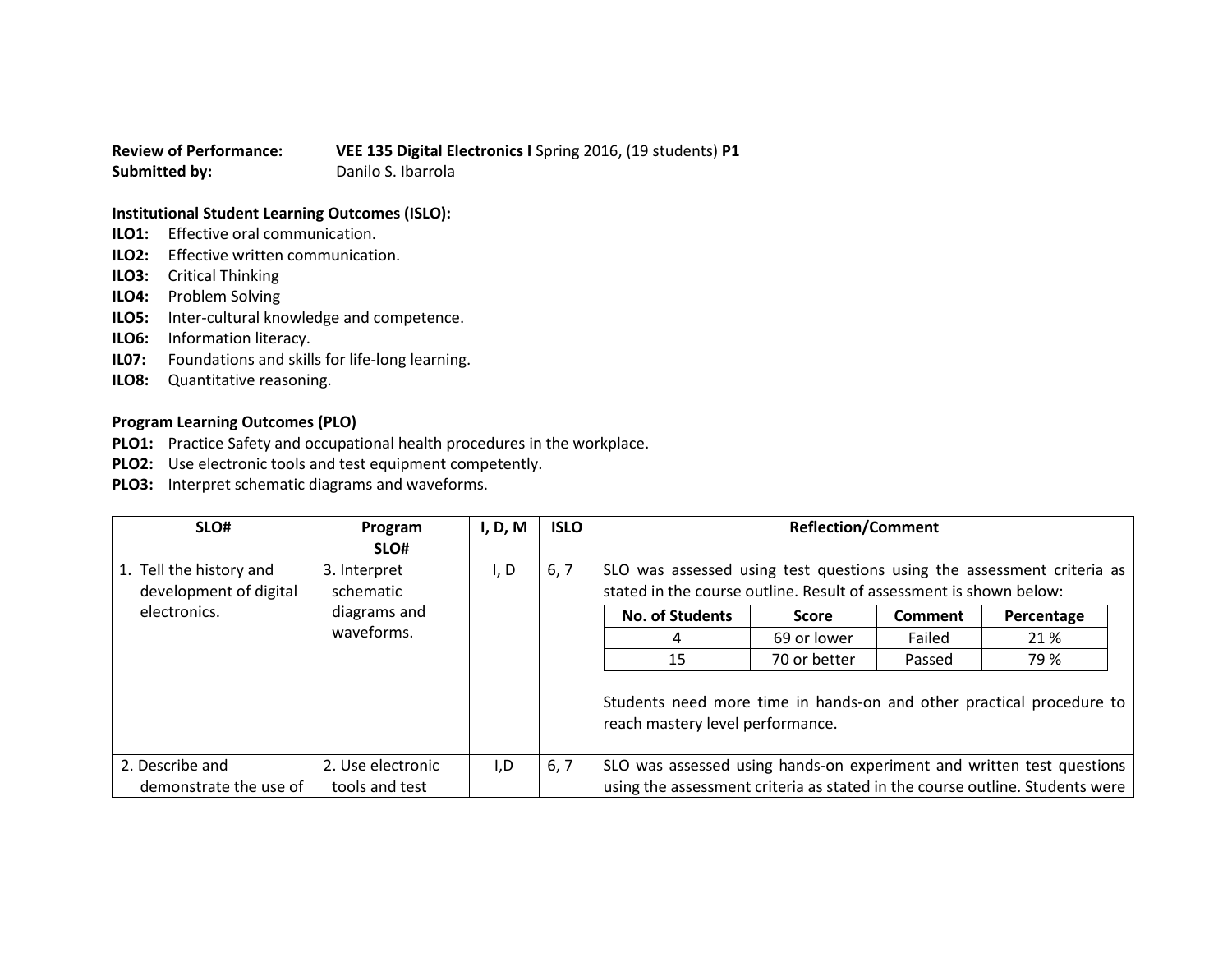**Review of Performance:** **VEE 135 Digital Electronics I** Spring 2016, (19 students) **P1**
**Submitted by:** Danilo S. Ibarrola

**Institutional Student Learning Outcomes (ISLO):**

**ILO1:** Effective oral communication.
**ILO2:** Effective written communication.
**ILO3:** Critical Thinking
**ILO4:** Problem Solving
**ILO5:** Inter-cultural knowledge and competence.
**ILO6:** Information literacy.
**IL07:** Foundations and skills for life-long learning.
**ILO8:** Quantitative reasoning.

**Program Learning Outcomes (PLO)**

**PLO1:** Practice Safety and occupational health procedures in the workplace.
**PLO2:** Use electronic tools and test equipment competently.
**PLO3:** Interpret schematic diagrams and waveforms.

| SLO# | Program SLO# | I, D, M | ISLO | Reflection/Comment |
|---|---|---|---|---|
| 1. Tell the history and development of digital electronics. | 3. Interpret schematic diagrams and waveforms. | I, D | 6, 7 | SLO was assessed using test questions using the assessment criteria as stated in the course outline. Result of assessment is shown below:<br><br>No. of Students / Score / Comment / Percentage<br>4 / 69 or lower / Failed / 21 %<br>15 / 70 or better / Passed / 79 %<br><br>Students need more time in hands-on and other practical procedure to reach mastery level performance. |
| 2. Describe and demonstrate the use of | 2. Use electronic tools and test | I,D | 6, 7 | SLO was assessed using hands-on experiment and written test questions using the assessment criteria as stated in the course outline. Students were |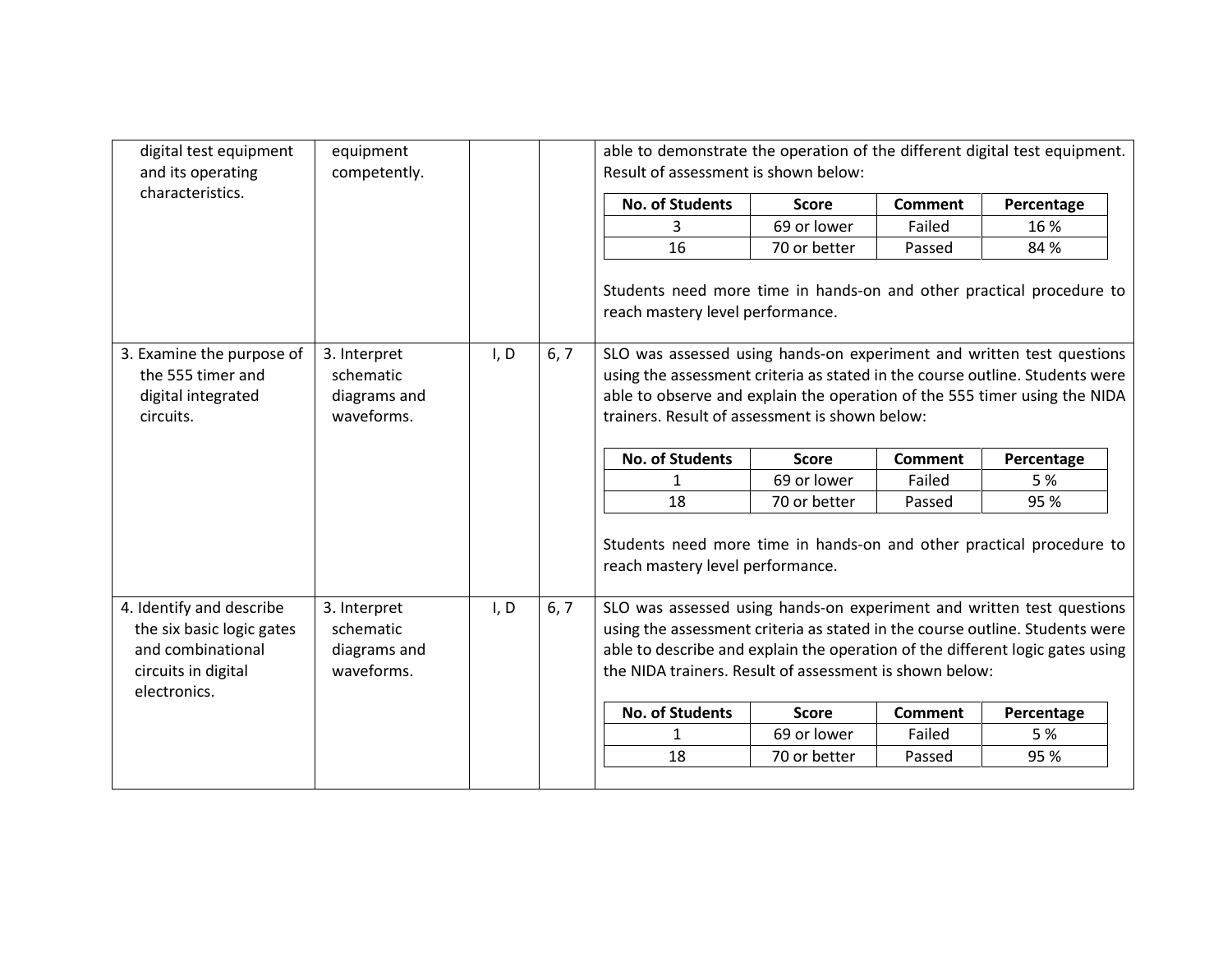| | | | | |
|---|---|---|---|---|
| digital test equipment and its operating characteristics. | equipment competently. | | | able to demonstrate the operation of the different digital test equipment. Result of assessment is shown below:<br><br>**No. of Students** / **Score** / **Comment** / **Percentage**<br>3 / 69 or lower / Failed / 16 %<br>16 / 70 or better / Passed / 84 %<br><br>Students need more time in hands-on and other practical procedure to reach mastery level performance. |
| 3. Examine the purpose of the 555 timer and digital integrated circuits. | 3. Interpret schematic diagrams and waveforms. | I, D | 6, 7 | SLO was assessed using hands-on experiment and written test questions using the assessment criteria as stated in the course outline. Students were able to observe and explain the operation of the 555 timer using the NIDA trainers. Result of assessment is shown below:<br><br>**No. of Students** / **Score** / **Comment** / **Percentage**<br>1 / 69 or lower / Failed / 5 %<br>18 / 70 or better / Passed / 95 %<br><br>Students need more time in hands-on and other practical procedure to reach mastery level performance. |
| 4. Identify and describe the six basic logic gates and combinational circuits in digital electronics. | 3. Interpret schematic diagrams and waveforms. | I, D | 6, 7 | SLO was assessed using hands-on experiment and written test questions using the assessment criteria as stated in the course outline. Students were able to describe and explain the operation of the different logic gates using the NIDA trainers. Result of assessment is shown below:<br><br>**No. of Students** / **Score** / **Comment** / **Percentage**<br>1 / 69 or lower / Failed / 5 %<br>18 / 70 or better / Passed / 95 % |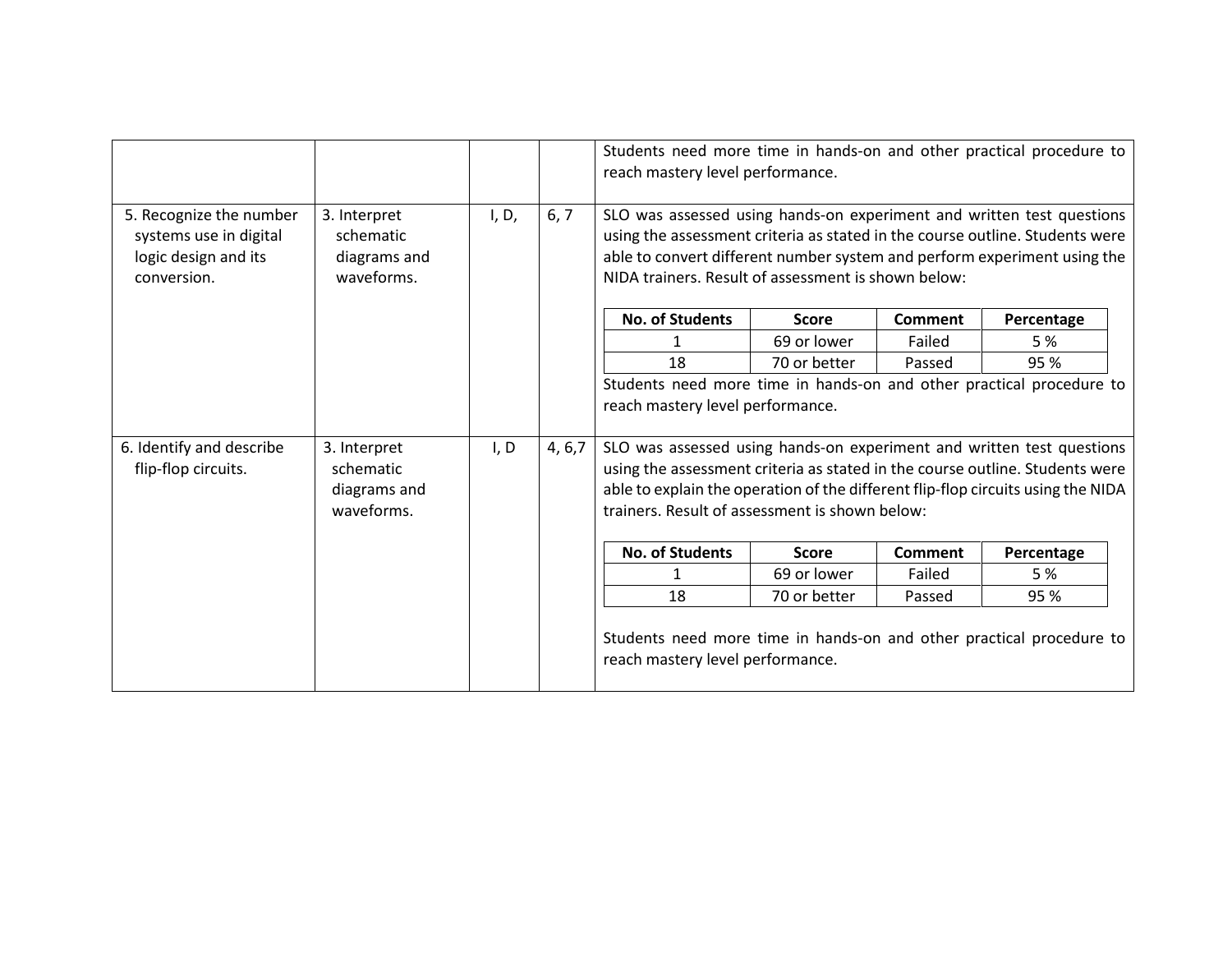| | | | | |
|---|---|---|---|---|
| | | | | Students need more time in hands-on and other practical procedure to reach mastery level performance. |
| 5. Recognize the number systems use in digital logic design and its conversion. | 3. Interpret schematic diagrams and waveforms. | I, D, | 6, 7 | SLO was assessed using hands-on experiment and written test questions using the assessment criteria as stated in the course outline. Students were able to convert different number system and perform experiment using the NIDA trainers. Result of assessment is shown below:<br><br>No. of Students: 1 — Score: 69 or lower — Comment: Failed — Percentage: 5 %<br>No. of Students: 18 — Score: 70 or better — Comment: Passed — Percentage: 95 %<br><br>Students need more time in hands-on and other practical procedure to reach mastery level performance. |
| 6. Identify and describe flip-flop circuits. | 3. Interpret schematic diagrams and waveforms. | I, D | 4, 6,7 | SLO was assessed using hands-on experiment and written test questions using the assessment criteria as stated in the course outline. Students were able to explain the operation of the different flip-flop circuits using the NIDA trainers. Result of assessment is shown below:<br><br>No. of Students: 1 — Score: 69 or lower — Comment: Failed — Percentage: 5 %<br>No. of Students: 18 — Score: 70 or better — Comment: Passed — Percentage: 95 %<br><br>Students need more time in hands-on and other practical procedure to reach mastery level performance. |

Assessment result for SLO 5:

| No. of Students | Score | Comment | Percentage |
|---|---|---|---|
| 1 | 69 or lower | Failed | 5 % |
| 18 | 70 or better | Passed | 95 % |

Assessment result for SLO 6:

| No. of Students | Score | Comment | Percentage |
|---|---|---|---|
| 1 | 69 or lower | Failed | 5 % |
| 18 | 70 or better | Passed | 95 % |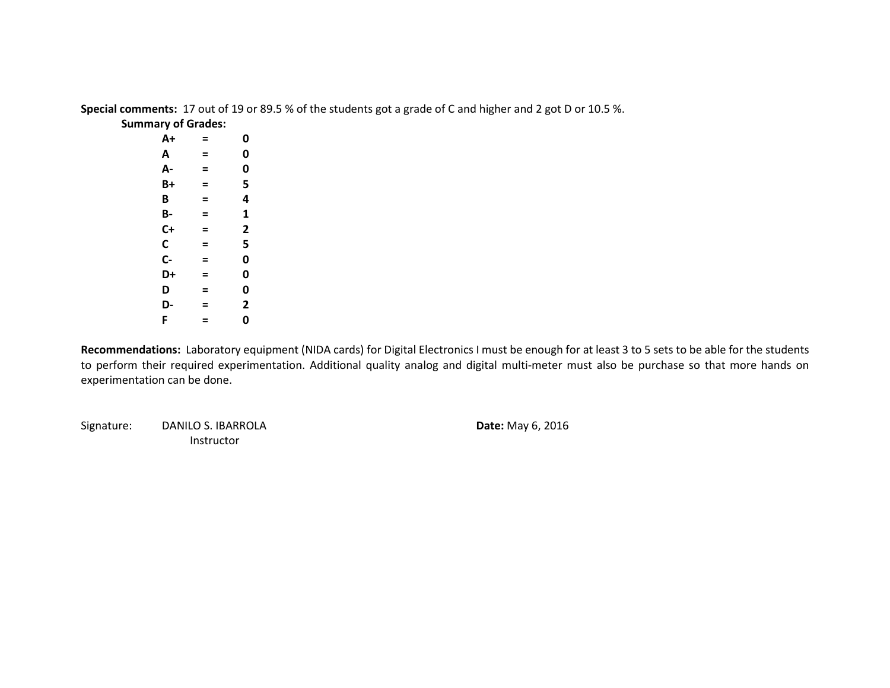**Special comments:** 17 out of 19 or 89.5 % of the students got a grade of C and higher and 2 got D or 10.5 %.

**Summary of Grades:**

| | | |
|---|---|---|
| **A+** | **=** | **0** |
| **A** | **=** | **0** |
| **A-** | **=** | **0** |
| **B+** | **=** | **5** |
| **B** | **=** | **4** |
| **B-** | **=** | **1** |
| **C+** | **=** | **2** |
| **C** | **=** | **5** |
| **C-** | **=** | **0** |
| **D+** | **=** | **0** |
| **D** | **=** | **0** |
| **D-** | **=** | **2** |
| **F** | **=** | **0** |

**Recommendations:** Laboratory equipment (NIDA cards) for Digital Electronics I must be enough for at least 3 to 5 sets to be able for the students to perform their required experimentation. Additional quality analog and digital multi-meter must also be purchase so that more hands on experimentation can be done.

Signature: DANILO S. IBARROLA
Instructor

**Date:** May 6, 2016